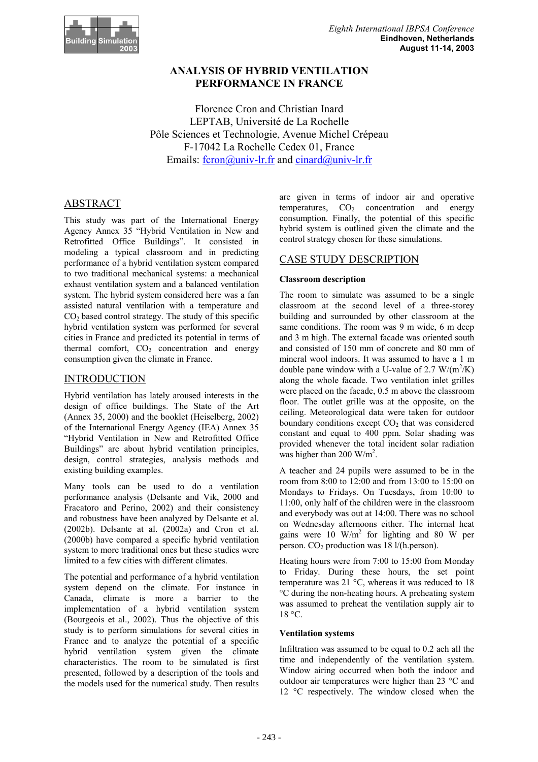# ANALYSIS OF HYBRID VENTILATION PERFORMANCE IN FRANCE

Florence Cron and Christian Inard
LEPTAB, Université de La Rochelle
Pôle Sciences et Technologie, Avenue Michel Crépeau
F-17042 La Rochelle Cedex 01, France
Emails: fcron@univ-lr.fr and cinard@univ-lr.fr

## ABSTRACT

This study was part of the International Energy Agency Annex 35 "Hybrid Ventilation in New and Retrofitted Office Buildings". It consisted in modeling a typical classroom and in predicting performance of a hybrid ventilation system compared to two traditional mechanical systems: a mechanical exhaust ventilation system and a balanced ventilation system. The hybrid system considered here was a fan assisted natural ventilation with a temperature and $CO_2$ based control strategy. The study of this specific hybrid ventilation system was performed for several cities in France and predicted its potential in terms of thermal comfort, $CO_2$ concentration and energy consumption given the climate in France.

## INTRODUCTION

Hybrid ventilation has lately aroused interests in the design of office buildings. The State of the Art (Annex 35, 2000) and the booklet (Heiselberg, 2002) of the International Energy Agency (IEA) Annex 35 "Hybrid Ventilation in New and Retrofitted Office Buildings" are about hybrid ventilation principles, design, control strategies, analysis methods and existing building examples.

Many tools can be used to do a ventilation performance analysis (Delsante and Vik, 2000 and Fracatoro and Perino, 2002) and their consistency and robustness have been analyzed by Delsante et al. (2002b). Delsante at al. (2002a) and Cron et al. (2000b) have compared a specific hybrid ventilation system to more traditional ones but these studies were limited to a few cities with different climates.

The potential and performance of a hybrid ventilation system depend on the climate. For instance in Canada, climate is more a barrier to the implementation of a hybrid ventilation system (Bourgeois et al., 2002). Thus the objective of this study is to perform simulations for several cities in France and to analyze the potential of a specific hybrid ventilation system given the climate characteristics. The room to be simulated is first presented, followed by a description of the tools and the models used for the numerical study. Then results are given in terms of indoor air and operative temperatures, $CO_2$ concentration and energy consumption. Finally, the potential of this specific hybrid system is outlined given the climate and the control strategy chosen for these simulations.

## CASE STUDY DESCRIPTION

### Classroom description

The room to simulate was assumed to be a single classroom at the second level of a three-storey building and surrounded by other classroom at the same conditions. The room was 9 m wide, 6 m deep and 3 m high. The external facade was oriented south and consisted of 150 mm of concrete and 80 mm of mineral wool indoors. It was assumed to have a 1 m double pane window with a U-value of 2.7 W/(m$^2$/K) along the whole facade. Two ventilation inlet grilles were placed on the facade, 0.5 m above the classroom floor. The outlet grille was at the opposite, on the ceiling. Meteorological data were taken for outdoor boundary conditions except $CO_2$ that was considered constant and equal to 400 ppm. Solar shading was provided whenever the total incident solar radiation was higher than 200 W/m$^2$.

A teacher and 24 pupils were assumed to be in the room from 8:00 to 12:00 and from 13:00 to 15:00 on Mondays to Fridays. On Tuesdays, from 10:00 to 11:00, only half of the children were in the classroom and everybody was out at 14:00. There was no school on Wednesday afternoons either. The internal heat gains were 10 W/m$^2$ for lighting and 80 W per person. $CO_2$ production was 18 l/(h.person).

Heating hours were from 7:00 to 15:00 from Monday to Friday. During these hours, the set point temperature was 21 °C, whereas it was reduced to 18 °C during the non-heating hours. A preheating system was assumed to preheat the ventilation supply air to 18 °C.

### Ventilation systems

Infiltration was assumed to be equal to 0.2 ach all the time and independently of the ventilation system. Window airing occurred when both the indoor and outdoor air temperatures were higher than 23 °C and 12 °C respectively. The window closed when the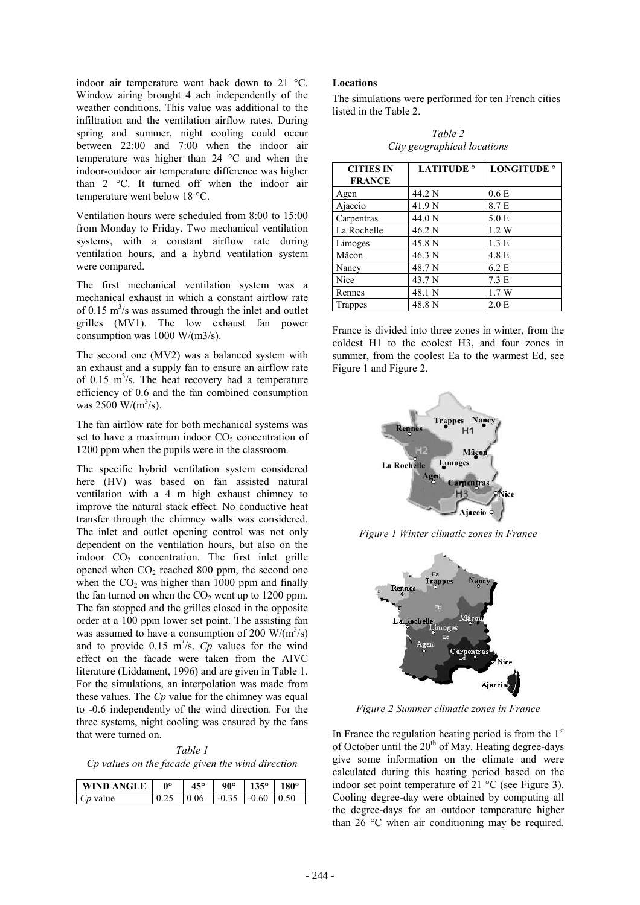indoor air temperature went back down to 21 °C. Window airing brought 4 ach independently of the weather conditions. This value was additional to the infiltration and the ventilation airflow rates. During spring and summer, night cooling could occur between 22:00 and 7:00 when the indoor air temperature was higher than 24 °C and when the indoor-outdoor air temperature difference was higher than 2 °C. It turned off when the indoor air temperature went below 18 °C.

Ventilation hours were scheduled from 8:00 to 15:00 from Monday to Friday. Two mechanical ventilation systems, with a constant airflow rate during ventilation hours, and a hybrid ventilation system were compared.

The first mechanical ventilation system was a mechanical exhaust in which a constant airflow rate of 0.15 $m^3$/s was assumed through the inlet and outlet grilles (MV1). The low exhaust fan power consumption was 1000 W/(m3/s).

The second one (MV2) was a balanced system with an exhaust and a supply fan to ensure an airflow rate of 0.15 $m^3$/s. The heat recovery had a temperature efficiency of 0.6 and the fan combined consumption was 2500 W/($m^3$/s).

The fan airflow rate for both mechanical systems was set to have a maximum indoor $CO_2$ concentration of 1200 ppm when the pupils were in the classroom.

The specific hybrid ventilation system considered here (HV) was based on fan assisted natural ventilation with a 4 m high exhaust chimney to improve the natural stack effect. No conductive heat transfer through the chimney walls was considered. The inlet and outlet opening control was not only dependent on the ventilation hours, but also on the indoor $CO_2$ concentration. The first inlet grille opened when $CO_2$ reached 800 ppm, the second one when the $CO_2$ was higher than 1000 ppm and finally the fan turned on when the $CO_2$ went up to 1200 ppm. The fan stopped and the grilles closed in the opposite order at a 100 ppm lower set point. The assisting fan was assumed to have a consumption of 200 W/($m^3$/s) and to provide 0.15 $m^3$/s. *Cp* values for the wind effect on the facade were taken from the AIVC literature (Liddament, 1996) and are given in Table 1. For the simulations, an interpolation was made from these values. The *Cp* value for the chimney was equal to -0.6 independently of the wind direction. For the three systems, night cooling was ensured by the fans that were turned on.

*Table 1*
*Cp values on the facade given the wind direction*

| WIND ANGLE | 0° | 45° | 90° | 135° | 180° |
|---|---|---|---|---|---|
| *Cp* value | 0.25 | 0.06 | -0.35 | -0.60 | 0.50 |

**Locations**

The simulations were performed for ten French cities listed in the Table 2.

*Table 2*
*City geographical locations*

| CITIES IN FRANCE | LATITUDE ° | LONGITUDE ° |
|---|---|---|
| Agen | 44.2 N | 0.6 E |
| Ajaccio | 41.9 N | 8.7 E |
| Carpentras | 44.0 N | 5.0 E |
| La Rochelle | 46.2 N | 1.2 W |
| Limoges | 45.8 N | 1.3 E |
| Mâcon | 46.3 N | 4.8 E |
| Nancy | 48.7 N | 6.2 E |
| Nice | 43.7 N | 7.3 E |
| Rennes | 48.1 N | 1.7 W |
| Trappes | 48.8 N | 2.0 E |

France is divided into three zones in winter, from the coldest H1 to the coolest H3, and four zones in summer, from the coolest Ea to the warmest Ed, see Figure 1 and Figure 2.

*Figure 1 Winter climatic zones in France*

*Figure 2 Summer climatic zones in France*

In France the regulation heating period is from the 1st of October until the 20th of May. Heating degree-days give some information on the climate and were calculated during this heating period based on the indoor set point temperature of 21 °C (see Figure 3). Cooling degree-day were obtained by computing all the degree-days for an outdoor temperature higher than 26 °C when air conditioning may be required.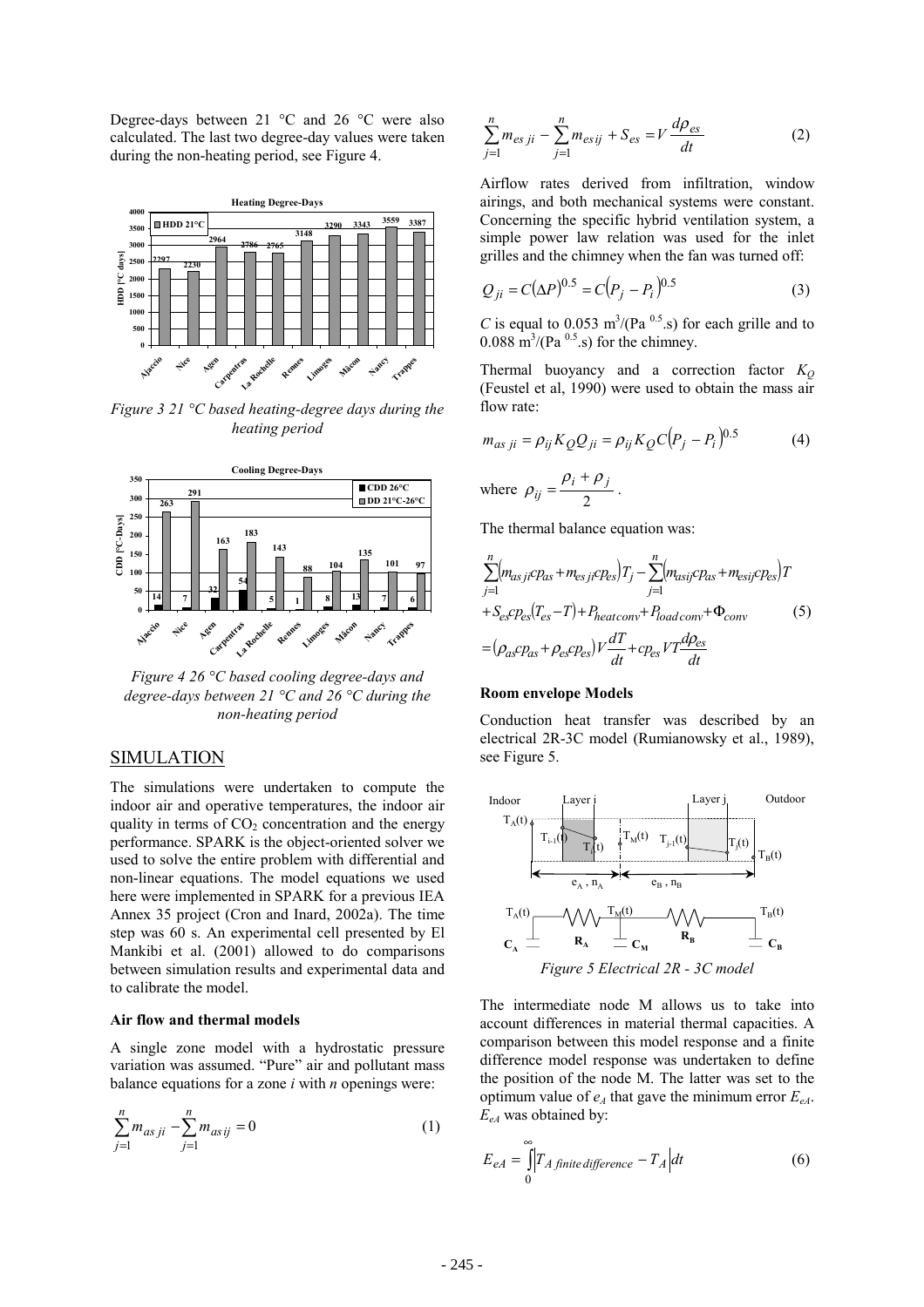Degree-days between 21 °C and 26 °C were also calculated. The last two degree-day values were taken during the non-heating period, see Figure 4.

*Figure 3 21 °C based heating-degree days during the heating period*

*Figure 4 26 °C based cooling degree-days and degree-days between 21 °C and 26 °C during the non-heating period*

## SIMULATION

The simulations were undertaken to compute the indoor air and operative temperatures, the indoor air quality in terms of $CO_2$ concentration and the energy performance. SPARK is the object-oriented solver we used to solve the entire problem with differential and non-linear equations. The model equations we used here were implemented in SPARK for a previous IEA Annex 35 project (Cron and Inard, 2002a). The time step was 60 s. An experimental cell presented by El Mankibi et al. (2001) allowed to do comparisons between simulation results and experimental data and to calibrate the model.

### Air flow and thermal models

A single zone model with a hydrostatic pressure variation was assumed. "Pure" air and pollutant mass balance equations for a zone *i* with *n* openings were:

$$\sum_{j=1}^{n} m_{as\,ji} - \sum_{j=1}^{n} m_{as\,ij} = 0 \tag{1}$$

$$\sum_{j=1}^{n} m_{es\,ji} - \sum_{j=1}^{n} m_{es\,ij} + S_{es} = V\frac{d\rho_{es}}{dt} \tag{2}$$

Airflow rates derived from infiltration, window airings, and both mechanical systems were constant. Concerning the specific hybrid ventilation system, a simple power law relation was used for the inlet grilles and the chimney when the fan was turned off:

$$Q_{ji} = C(\Delta P)^{0.5} = C(P_j - P_i)^{0.5} \tag{3}$$

$C$ is equal to 0.053 $m^3/(Pa^{0.5}.s)$ for each grille and to 0.088 $m^3/(Pa^{0.5}.s)$ for the chimney.

Thermal buoyancy and a correction factor $K_Q$ (Feustel et al, 1990) were used to obtain the mass air flow rate:

$$m_{as\,ji} = \rho_{ij} K_Q Q_{ji} = \rho_{ij} K_Q C(P_j - P_i)^{0.5} \tag{4}$$

where $\rho_{ij} = \dfrac{\rho_i + \rho_j}{2}$.

The thermal balance equation was:

$$\begin{aligned}
&\sum_{j=1}^{n}\left(m_{as\,ji}cp_{as} + m_{es\,ji}cp_{es}\right)T_j - \sum_{j=1}^{n}\left(m_{as\,ij}cp_{as} + m_{es\,ij}cp_{es}\right)T \\
&+ S_{es}cp_{es}(T_{es} - T) + P_{heat\,conv} + P_{load\,conv} + \Phi_{conv} \\
&= \left(\rho_{as}cp_{as} + \rho_{es}cp_{es}\right)V\frac{dT}{dt} + cp_{es}VT\frac{d\rho_{es}}{dt}
\end{aligned} \tag{5}$$

### Room envelope Models

Conduction heat transfer was described by an electrical 2R-3C model (Rumianowsky et al., 1989), see Figure 5.

*Figure 5 Electrical 2R - 3C model*

The intermediate node M allows us to take into account differences in material thermal capacities. A comparison between this model response and a finite difference model response was undertaken to define the position of the node M. The latter was set to the optimum value of $e_A$ that gave the minimum error $E_{eA}$. $E_{eA}$ was obtained by:

$$E_{eA} = \int_{0}^{\infty} \left| T_{A\,finite\,difference} - T_A \right| dt \tag{6}$$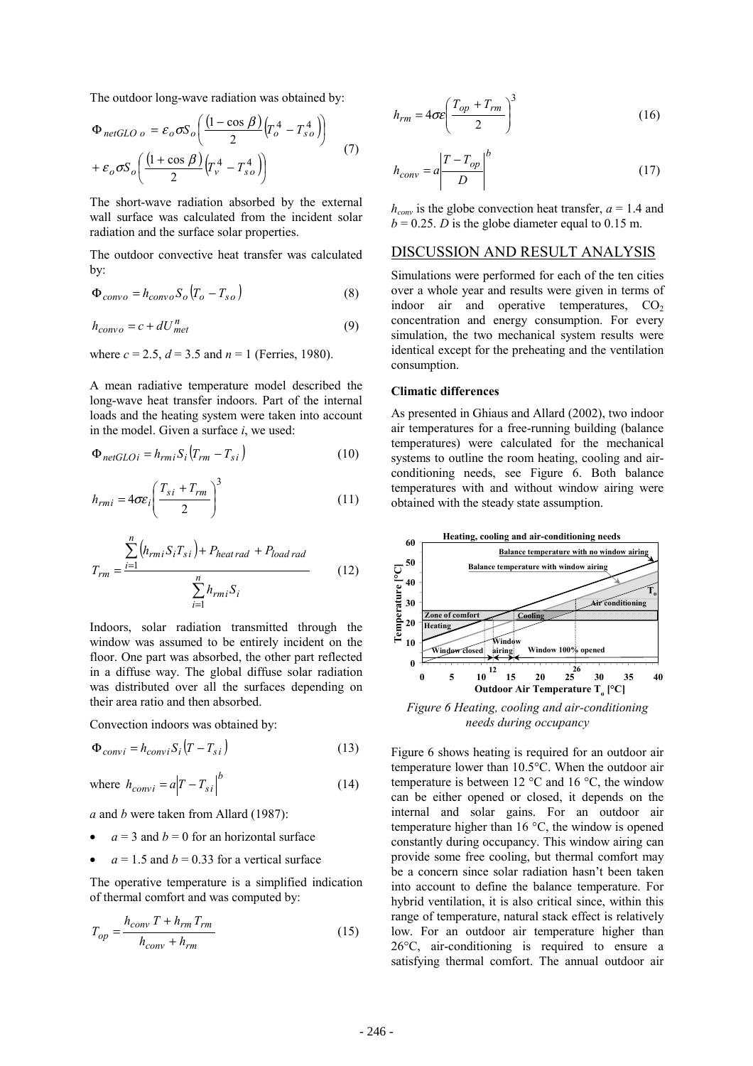The outdoor long-wave radiation was obtained by:

$$\Phi_{netGLO\,o} = \varepsilon_o \sigma S_o \left( \frac{(1-\cos\beta)}{2} \left(T_o^4 - T_{so}^4\right) \right) + \varepsilon_o \sigma S_o \left( \frac{(1+\cos\beta)}{2} \left(T_v^4 - T_{so}^4\right) \right) \quad (7)$$

The short-wave radiation absorbed by the external wall surface was calculated from the incident solar radiation and the surface solar properties.

The outdoor convective heat transfer was calculated by:

$$\Phi_{convo} = h_{convo} S_o (T_o - T_{so}) \quad (8)$$

$$h_{convo} = c + d U_{met}^n \quad (9)$$

where $c = 2.5$, $d = 3.5$ and $n = 1$ (Ferries, 1980).

A mean radiative temperature model described the long-wave heat transfer indoors. Part of the internal loads and the heating system were taken into account in the model. Given a surface $i$, we used:

$$\Phi_{netGLOi} = h_{rmi} S_i (T_{rm} - T_{si}) \quad (10)$$

$$h_{rmi} = 4\sigma\varepsilon_i \left( \frac{T_{si} + T_{rm}}{2} \right)^3 \quad (11)$$

$$T_{rm} = \frac{\sum_{i=1}^{n} \left(h_{rmi} S_i T_{si}\right) + P_{heat\,rad} + P_{load\,rad}}{\sum_{i=1}^{n} h_{rmi} S_i} \quad (12)$$

Indoors, solar radiation transmitted through the window was assumed to be entirely incident on the floor. One part was absorbed, the other part reflected in a diffuse way. The global diffuse solar radiation was distributed over all the surfaces depending on their area ratio and then absorbed.

Convection indoors was obtained by:

$$\Phi_{convi} = h_{convi} S_i (T - T_{si}) \quad (13)$$

where $h_{convi} = a\left|T - T_{si}\right|^b \quad (14)$

$a$ and $b$ were taken from Allard (1987):

- $a = 3$ and $b = 0$ for an horizontal surface
- $a = 1.5$ and $b = 0.33$ for a vertical surface

The operative temperature is a simplified indication of thermal comfort and was computed by:

$$T_{op} = \frac{h_{conv}\, T + h_{rm}\, T_{rm}}{h_{conv} + h_{rm}} \quad (15)$$

$$h_{rm} = 4\sigma\varepsilon \left( \frac{T_{op} + T_{rm}}{2} \right)^3 \quad (16)$$

$$h_{conv} = a\left| \frac{T - T_{op}}{D} \right|^b \quad (17)$$

$h_{conv}$ is the globe convection heat transfer, $a = 1.4$ and $b = 0.25$. $D$ is the globe diameter equal to 0.15 m.

## DISCUSSION AND RESULT ANALYSIS

Simulations were performed for each of the ten cities over a whole year and results were given in terms of indoor air and operative temperatures, $CO_2$ concentration and energy consumption. For every simulation, the two mechanical system results were identical except for the preheating and the ventilation consumption.

### Climatic differences

As presented in Ghiaus and Allard (2002), two indoor air temperatures for a free-running building (balance temperatures) were calculated for the mechanical systems to outline the room heating, cooling and air-conditioning needs, see Figure 6. Both balance temperatures with and without window airing were obtained with the steady state assumption.

*Figure 6 Heating, cooling and air-conditioning needs during occupancy*

Figure 6 shows heating is required for an outdoor air temperature lower than 10.5°C. When the outdoor air temperature is between 12 °C and 16 °C, the window can be either opened or closed, it depends on the internal and solar gains. For an outdoor air temperature higher than 16 °C, the window is opened constantly during occupancy. This window airing can provide some free cooling, but thermal comfort may be a concern since solar radiation hasn't been taken into account to define the balance temperature. For hybrid ventilation, it is also critical since, within this range of temperature, natural stack effect is relatively low. For an outdoor air temperature higher than 26°C, air-conditioning is required to ensure a satisfying thermal comfort. The annual outdoor air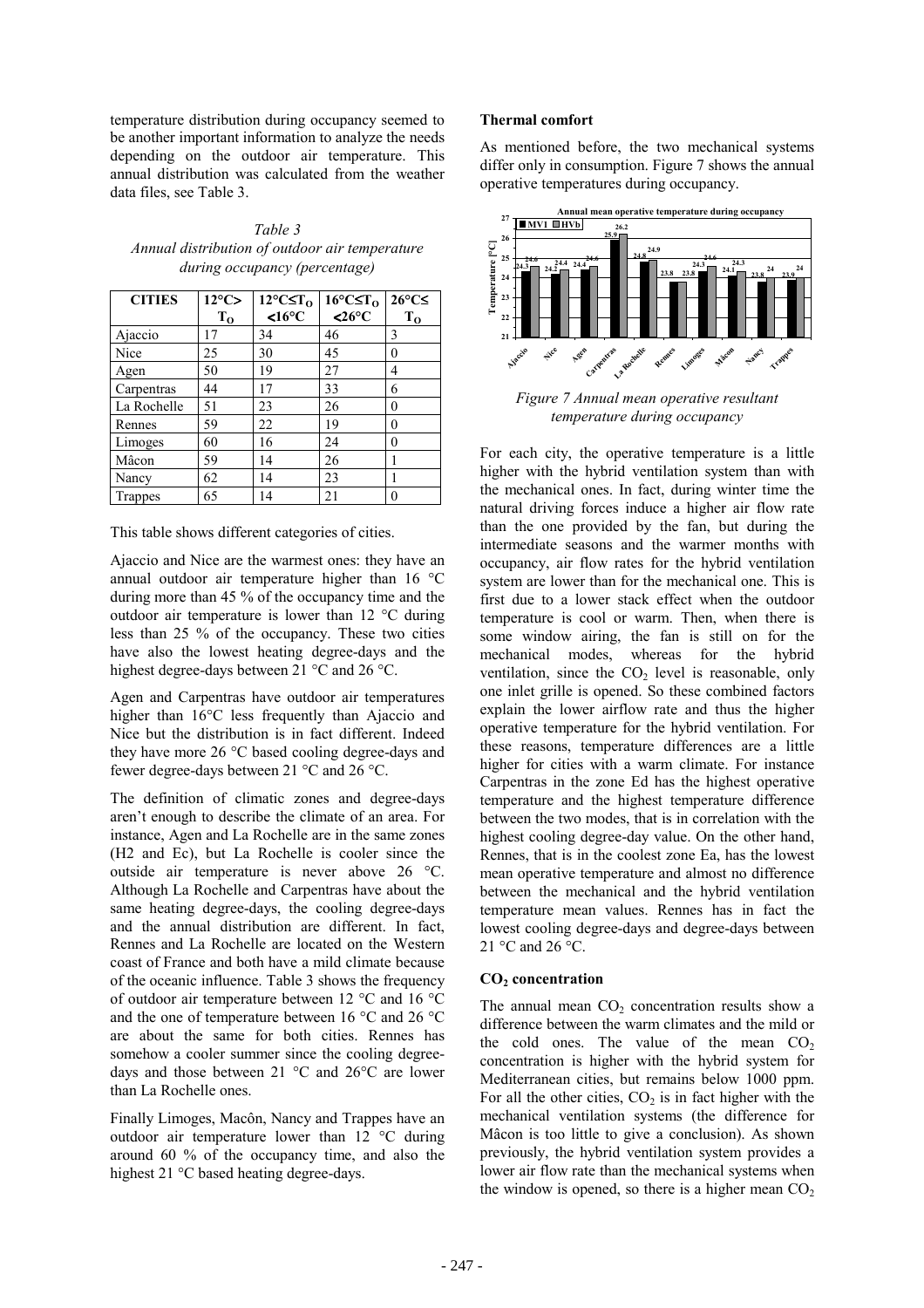temperature distribution during occupancy seemed to be another important information to analyze the needs depending on the outdoor air temperature. This annual distribution was calculated from the weather data files, see Table 3.

*Table 3*
*Annual distribution of outdoor air temperature during occupancy (percentage)*

| CITIES | 12°C> $T_O$ | 12°C≤$T_O$ <16°C | 16°C≤$T_O$ <26°C | 26°C≤ $T_O$ |
|---|---|---|---|---|
| Ajaccio | 17 | 34 | 46 | 3 |
| Nice | 25 | 30 | 45 | 0 |
| Agen | 50 | 19 | 27 | 4 |
| Carpentras | 44 | 17 | 33 | 6 |
| La Rochelle | 51 | 23 | 26 | 0 |
| Rennes | 59 | 22 | 19 | 0 |
| Limoges | 60 | 16 | 24 | 0 |
| Mâcon | 59 | 14 | 26 | 1 |
| Nancy | 62 | 14 | 23 | 1 |
| Trappes | 65 | 14 | 21 | 0 |

This table shows different categories of cities.

Ajaccio and Nice are the warmest ones: they have an annual outdoor air temperature higher than 16 °C during more than 45 % of the occupancy time and the outdoor air temperature is lower than 12 °C during less than 25 % of the occupancy. These two cities have also the lowest heating degree-days and the highest degree-days between 21 °C and 26 °C.

Agen and Carpentras have outdoor air temperatures higher than 16°C less frequently than Ajaccio and Nice but the distribution is in fact different. Indeed they have more 26 °C based cooling degree-days and fewer degree-days between 21 °C and 26 °C.

The definition of climatic zones and degree-days aren't enough to describe the climate of an area. For instance, Agen and La Rochelle are in the same zones (H2 and Ec), but La Rochelle is cooler since the outside air temperature is never above 26 °C. Although La Rochelle and Carpentras have about the same heating degree-days, the cooling degree-days and the annual distribution are different. In fact, Rennes and La Rochelle are located on the Western coast of France and both have a mild climate because of the oceanic influence. Table 3 shows the frequency of outdoor air temperature between 12 °C and 16 °C and the one of temperature between 16 °C and 26 °C are about the same for both cities. Rennes has somehow a cooler summer since the cooling degree-days and those between 21 °C and 26°C are lower than La Rochelle ones.

Finally Limoges, Macôn, Nancy and Trappes have an outdoor air temperature lower than 12 °C during around 60 % of the occupancy time, and also the highest 21 °C based heating degree-days.

### Thermal comfort

As mentioned before, the two mechanical systems differ only in consumption. Figure 7 shows the annual operative temperatures during occupancy.

**Annual mean operative temperature during occupancy**

| City | MV1 | HVb |
|---|---|---|
| Ajaccio | 24.3 | 24.6 |
| Nice | 24.2 | 24.4 |
| Agen | 24.4 | 24.6 |
| Carpentras | 25.9 | 26.2 |
| La Rochelle | 24.8 | 24.9 |
| Rennes | 23.8 | 23.8 |
| Limoges | 24.3 | 24.6 |
| Mâcon | 24.1 | 24.3 |
| Nancy | 23.8 | 24 |
| Trappes | 23.9 | 24 |

*Figure 7 Annual mean operative resultant temperature during occupancy*

For each city, the operative temperature is a little higher with the hybrid ventilation system than with the mechanical ones. In fact, during winter time the natural driving forces induce a higher air flow rate than the one provided by the fan, but during the intermediate seasons and the warmer months with occupancy, air flow rates for the hybrid ventilation system are lower than for the mechanical one. This is first due to a lower stack effect when the outdoor temperature is cool or warm. Then, when there is some window airing, the fan is still on for the mechanical modes, whereas for the hybrid ventilation, since the $CO_2$ level is reasonable, only one inlet grille is opened. So these combined factors explain the lower airflow rate and thus the higher operative temperature for the hybrid ventilation. For these reasons, temperature differences are a little higher for cities with a warm climate. For instance Carpentras in the zone Ed has the highest operative temperature and the highest temperature difference between the two modes, that is in correlation with the highest cooling degree-day value. On the other hand, Rennes, that is in the coolest zone Ea, has the lowest mean operative temperature and almost no difference between the mechanical and the hybrid ventilation temperature mean values. Rennes has in fact the lowest cooling degree-days and degree-days between 21 °C and 26 °C.

### $CO_2$ concentration

The annual mean $CO_2$ concentration results show a difference between the warm climates and the mild or the cold ones. The value of the mean $CO_2$ concentration is higher with the hybrid system for Mediterranean cities, but remains below 1000 ppm. For all the other cities, $CO_2$ is in fact higher with the mechanical ventilation systems (the difference for Mâcon is too little to give a conclusion). As shown previously, the hybrid ventilation system provides a lower air flow rate than the mechanical systems when the window is opened, so there is a higher mean $CO_2$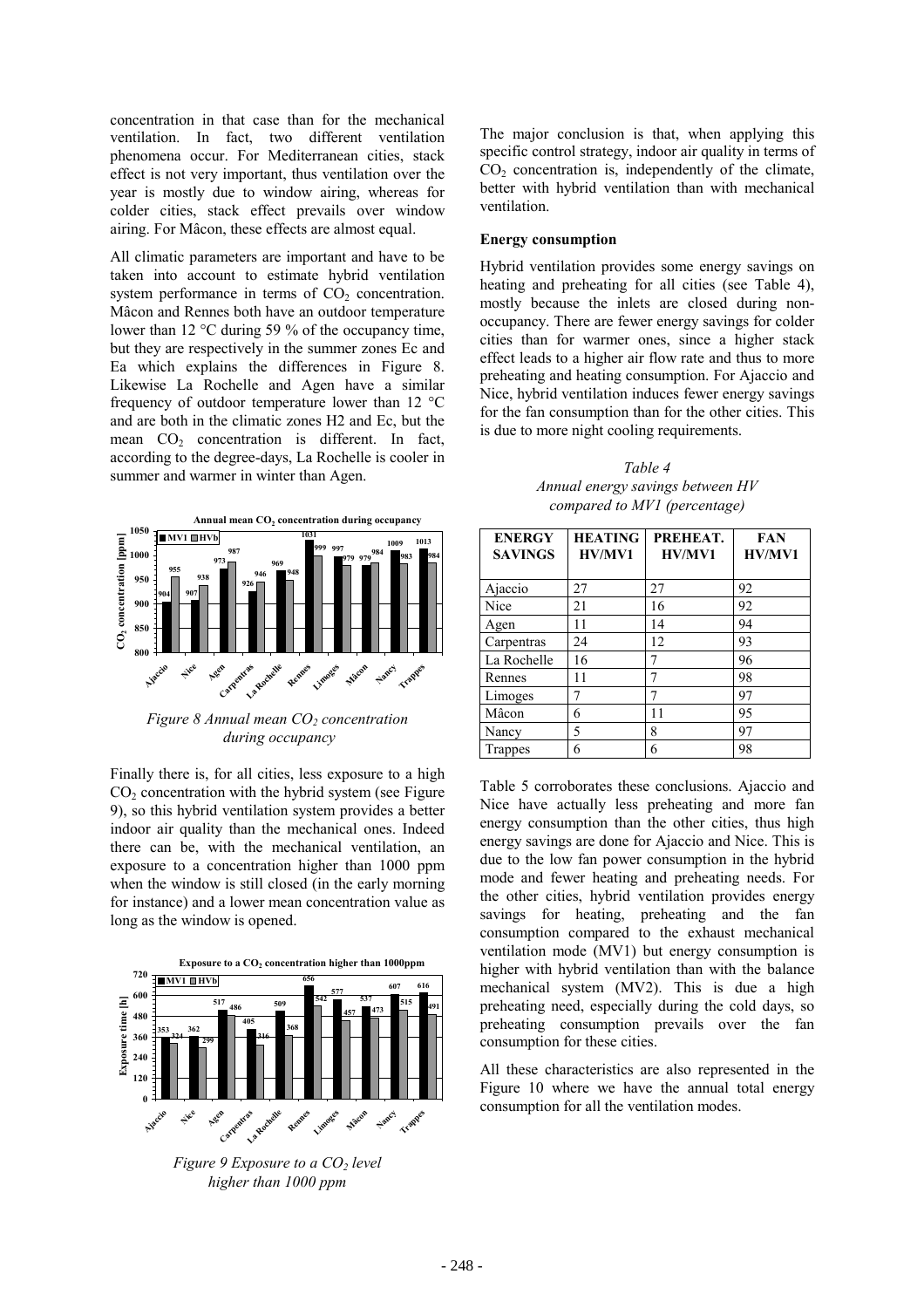concentration in that case than for the mechanical ventilation. In fact, two different ventilation phenomena occur. For Mediterranean cities, stack effect is not very important, thus ventilation over the year is mostly due to window airing, whereas for colder cities, stack effect prevails over window airing. For Mâcon, these effects are almost equal.

All climatic parameters are important and have to be taken into account to estimate hybrid ventilation system performance in terms of $CO_2$ concentration. Mâcon and Rennes both have an outdoor temperature lower than 12 °C during 59 % of the occupancy time, but they are respectively in the summer zones Ec and Ea which explains the differences in Figure 8. Likewise La Rochelle and Agen have a similar frequency of outdoor temperature lower than 12 °C and are both in the climatic zones H2 and Ec, but the mean $CO_2$ concentration is different. In fact, according to the degree-days, La Rochelle is cooler in summer and warmer in winter than Agen.

*Figure 8 Annual mean $CO_2$ concentration during occupancy*

Finally there is, for all cities, less exposure to a high $CO_2$ concentration with the hybrid system (see Figure 9), so this hybrid ventilation system provides a better indoor air quality than the mechanical ones. Indeed there can be, with the mechanical ventilation, an exposure to a concentration higher than 1000 ppm when the window is still closed (in the early morning for instance) and a lower mean concentration value as long as the window is opened.

*Figure 9 Exposure to a $CO_2$ level higher than 1000 ppm*

The major conclusion is that, when applying this specific control strategy, indoor air quality in terms of $CO_2$ concentration is, independently of the climate, better with hybrid ventilation than with mechanical ventilation.

**Energy consumption**

Hybrid ventilation provides some energy savings on heating and preheating for all cities (see Table 4), mostly because the inlets are closed during non-occupancy. There are fewer energy savings for colder cities than for warmer ones, since a higher stack effect leads to a higher air flow rate and thus to more preheating and heating consumption. For Ajaccio and Nice, hybrid ventilation induces fewer energy savings for the fan consumption than for the other cities. This is due to more night cooling requirements.

*Table 4*
*Annual energy savings between HV compared to MV1 (percentage)*

| ENERGY SAVINGS | HEATING HV/MV1 | PREHEAT. HV/MV1 | FAN HV/MV1 |
|---|---|---|---|
| Ajaccio | 27 | 27 | 92 |
| Nice | 21 | 16 | 92 |
| Agen | 11 | 14 | 94 |
| Carpentras | 24 | 12 | 93 |
| La Rochelle | 16 | 7 | 96 |
| Rennes | 11 | 7 | 98 |
| Limoges | 7 | 7 | 97 |
| Mâcon | 6 | 11 | 95 |
| Nancy | 5 | 8 | 97 |
| Trappes | 6 | 6 | 98 |

Table 5 corroborates these conclusions. Ajaccio and Nice have actually less preheating and more fan energy consumption than the other cities, thus high energy savings are done for Ajaccio and Nice. This is due to the low fan power consumption in the hybrid mode and fewer heating and preheating needs. For the other cities, hybrid ventilation provides energy savings for heating, preheating and the fan consumption compared to the exhaust mechanical ventilation mode (MV1) but energy consumption is higher with hybrid ventilation than with the balance mechanical system (MV2). This is due a high preheating need, especially during the cold days, so preheating consumption prevails over the fan consumption for these cities.

All these characteristics are also represented in the Figure 10 where we have the annual total energy consumption for all the ventilation modes.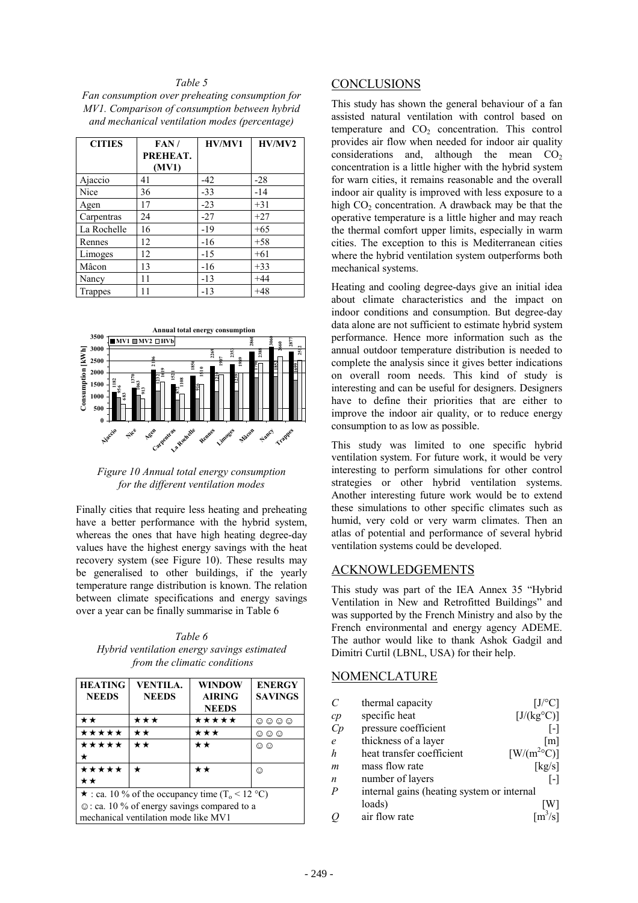*Table 5*
*Fan consumption over preheating consumption for MV1. Comparison of consumption between hybrid and mechanical ventilation modes (percentage)*

| CITIES | FAN / PREHEAT. (MV1) | HV/MV1 | HV/MV2 |
|---|---|---|---|
| Ajaccio | 41 | -42 | -28 |
| Nice | 36 | -33 | -14 |
| Agen | 17 | -23 | +31 |
| Carpentras | 24 | -27 | +27 |
| La Rochelle | 16 | -19 | +65 |
| Rennes | 12 | -16 | +58 |
| Limoges | 12 | -15 | +61 |
| Mâcon | 13 | -16 | +33 |
| Nancy | 11 | -13 | +44 |
| Trappes | 11 | -13 | +48 |

*Figure 10 Annual total energy consumption for the different ventilation modes*

Finally cities that require less heating and preheating have a better performance with the hybrid system, whereas the ones that have high heating degree-day values have the highest energy savings with the heat recovery system (see Figure 10). These results may be generalised to other buildings, if the yearly temperature range distribution is known. The relation between climate specifications and energy savings over a year can be finally summarise in Table 6

*Table 6*
*Hybrid ventilation energy savings estimated from the climatic conditions*

| HEATING NEEDS | VENTILA. NEEDS | WINDOW AIRING NEEDS | ENERGY SAVINGS |
|---|---|---|---|
| ★★ | ★★★ | ★★★★★ | ☺☺☺☺ |
| ★★★★★ | ★★ | ★★★ | ☺☺☺ |
| ★★★★★★ | ★★ | ★★ | ☺☺ |
| ★★★★★★★ | ★ | ★★ | ☺ |

★ : ca. 10 % of the occupancy time ($T_o < 12$ °C)
☺ : ca. 10 % of energy savings compared to a mechanical ventilation mode like MV1

## CONCLUSIONS

This study has shown the general behaviour of a fan assisted natural ventilation with control based on temperature and $CO_2$ concentration. This control provides air flow when needed for indoor air quality considerations and, although the mean $CO_2$ concentration is a little higher with the hybrid system for warn cities, it remains reasonable and the overall indoor air quality is improved with less exposure to a high $CO_2$ concentration. A drawback may be that the operative temperature is a little higher and may reach the thermal comfort upper limits, especially in warm cities. The exception to this is Mediterranean cities where the hybrid ventilation system outperforms both mechanical systems.

Heating and cooling degree-days give an initial idea about climate characteristics and the impact on indoor conditions and consumption. But degree-day data alone are not sufficient to estimate hybrid system performance. Hence more information such as the annual outdoor temperature distribution is needed to complete the analysis since it gives better indications on overall room needs. This kind of study is interesting and can be useful for designers. Designers have to define their priorities that are either to improve the indoor air quality, or to reduce energy consumption to as low as possible.

This study was limited to one specific hybrid ventilation system. For future work, it would be very interesting to perform simulations for other control strategies or other hybrid ventilation systems. Another interesting future work would be to extend these simulations to other specific climates such as humid, very cold or very warm climates. Then an atlas of potential and performance of several hybrid ventilation systems could be developed.

## ACKNOWLEDGEMENTS

This study was part of the IEA Annex 35 "Hybrid Ventilation in New and Retrofitted Buildings" and was supported by the French Ministry and also by the French environmental and energy agency ADEME. The author would like to thank Ashok Gadgil and Dimitri Curtil (LBNL, USA) for their help.

## NOMENCLATURE

| | | |
|---|---|---|
| $C$ | thermal capacity | [J/°C] |
| $cp$ | specific heat | [J/(kg°C)] |
| $Cp$ | pressure coefficient | [-] |
| $e$ | thickness of a layer | [m] |
| $h$ | heat transfer coefficient | [W/(m²°C)] |
| $m$ | mass flow rate | [kg/s] |
| $n$ | number of layers | [-] |
| $P$ | internal gains (heating system or internal loads) | [W] |
| $Q$ | air flow rate | [m³/s] |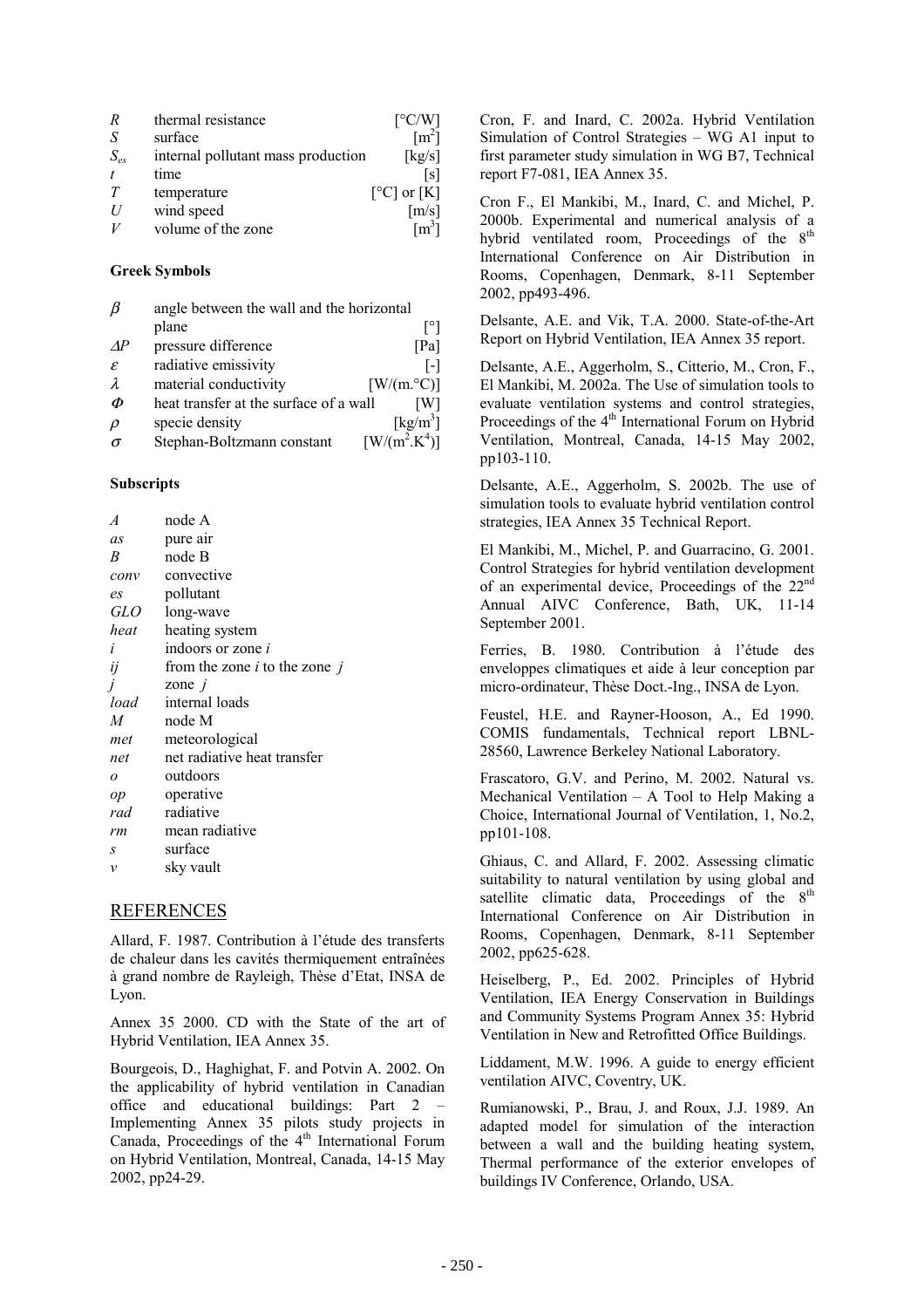| | | |
|---|---|---|
| $R$ | thermal resistance | [°C/W] |
| $S$ | surface | [$m^2$] |
| $S_{es}$ | internal pollutant mass production | [kg/s] |
| $t$ | time | [s] |
| $T$ | temperature | [°C] or [K] |
| $U$ | wind speed | [m/s] |
| $V$ | volume of the zone | [$m^3$] |

**Greek Symbols**

| | | |
|---|---|---|
| $\beta$ | angle between the wall and the horizontal plane | [°] |
| $\Delta P$ | pressure difference | [Pa] |
| $\varepsilon$ | radiative emissivity | [-] |
| $\lambda$ | material conductivity | [W/(m.°C)] |
| $\Phi$ | heat transfer at the surface of a wall | [W] |
| $\rho$ | specie density | [$kg/m^3$] |
| $\sigma$ | Stephan-Boltzmann constant | [$W/(m^2.K^4)$] |

**Subscripts**

| | |
|---|---|
| *A* | node A |
| *as* | pure air |
| *B* | node B |
| *conv* | convective |
| *es* | pollutant |
| *GLO* | long-wave |
| *heat* | heating system |
| *i* | indoors or zone *i* |
| *ij* | from the zone *i* to the zone *j* |
| *j* | zone *j* |
| *load* | internal loads |
| *M* | node M |
| *met* | meteorological |
| *net* | net radiative heat transfer |
| *o* | outdoors |
| *op* | operative |
| *rad* | radiative |
| *rm* | mean radiative |
| *s* | surface |
| *v* | sky vault |

## REFERENCES

Allard, F. 1987. Contribution à l'étude des transferts de chaleur dans les cavités thermiquement entraînées à grand nombre de Rayleigh, Thèse d'Etat, INSA de Lyon.

Annex 35 2000. CD with the State of the art of Hybrid Ventilation, IEA Annex 35.

Bourgeois, D., Haghighat, F. and Potvin A. 2002. On the applicability of hybrid ventilation in Canadian office and educational buildings: Part 2 – Implementing Annex 35 pilots study projects in Canada, Proceedings of the 4th International Forum on Hybrid Ventilation, Montreal, Canada, 14-15 May 2002, pp24-29.

Cron, F. and Inard, C. 2002a. Hybrid Ventilation Simulation of Control Strategies – WG A1 input to first parameter study simulation in WG B7, Technical report F7-081, IEA Annex 35.

Cron F., El Mankibi, M., Inard, C. and Michel, P. 2000b. Experimental and numerical analysis of a hybrid ventilated room, Proceedings of the 8th International Conference on Air Distribution in Rooms, Copenhagen, Denmark, 8-11 September 2002, pp493-496.

Delsante, A.E. and Vik, T.A. 2000. State-of-the-Art Report on Hybrid Ventilation, IEA Annex 35 report.

Delsante, A.E., Aggerholm, S., Citterio, M., Cron, F., El Mankibi, M. 2002a. The Use of simulation tools to evaluate ventilation systems and control strategies, Proceedings of the 4th International Forum on Hybrid Ventilation, Montreal, Canada, 14-15 May 2002, pp103-110.

Delsante, A.E., Aggerholm, S. 2002b. The use of simulation tools to evaluate hybrid ventilation control strategies, IEA Annex 35 Technical Report.

El Mankibi, M., Michel, P. and Guarracino, G. 2001. Control Strategies for hybrid ventilation development of an experimental device, Proceedings of the 22nd Annual AIVC Conference, Bath, UK, 11-14 September 2001.

Ferries, B. 1980. Contribution à l'étude des enveloppes climatiques et aide à leur conception par micro-ordinateur, Thèse Doct.-Ing., INSA de Lyon.

Feustel, H.E. and Rayner-Hooson, A., Ed 1990. COMIS fundamentals, Technical report LBNL-28560, Lawrence Berkeley National Laboratory.

Frascatoro, G.V. and Perino, M. 2002. Natural vs. Mechanical Ventilation – A Tool to Help Making a Choice, International Journal of Ventilation, 1, No.2, pp101-108.

Ghiaus, C. and Allard, F. 2002. Assessing climatic suitability to natural ventilation by using global and satellite climatic data, Proceedings of the 8th International Conference on Air Distribution in Rooms, Copenhagen, Denmark, 8-11 September 2002, pp625-628.

Heiselberg, P., Ed. 2002. Principles of Hybrid Ventilation, IEA Energy Conservation in Buildings and Community Systems Program Annex 35: Hybrid Ventilation in New and Retrofitted Office Buildings.

Liddament, M.W. 1996. A guide to energy efficient ventilation AIVC, Coventry, UK.

Rumianowski, P., Brau, J. and Roux, J.J. 1989. An adapted model for simulation of the interaction between a wall and the building heating system, Thermal performance of the exterior envelopes of buildings IV Conference, Orlando, USA.